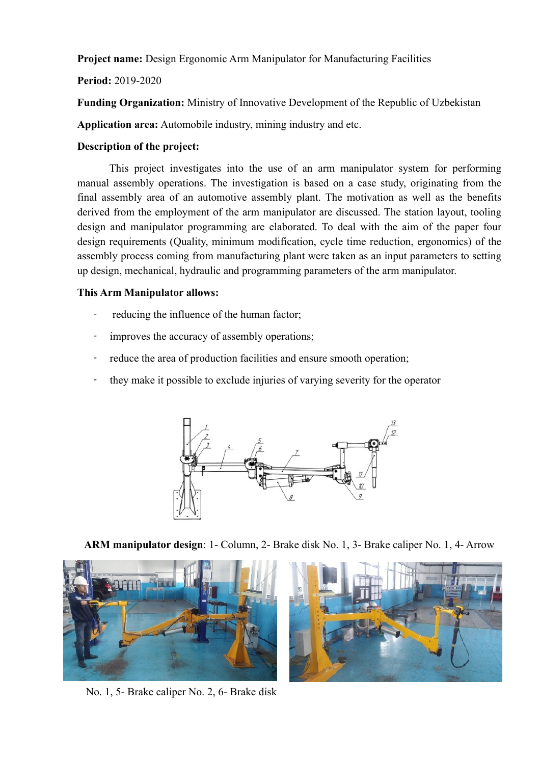**Project name:** Design Ergonomic Arm Manipulator for Manufacturing Facilities

**Period:** 2019-2020

**Funding Organization:** Ministry of Innovative Development of the Republic of Uzbekistan

**Application area:** Automobile industry, mining industry and etc.

**Description of the project:**

This project investigates into the use of an arm manipulator system for performing manual assembly operations. The investigation is based on a case study, originating from the final assembly area of an automotive assembly plant. The motivation as well as the benefits derived from the employment of the arm manipulator are discussed. The station layout, tooling design and manipulator programming are elaborated. To deal with the aim of the paper four design requirements (Quality, minimum modification, cycle time reduction, ergonomics) of the assembly process coming from manufacturing plant were taken as an input parameters to setting up design, mechanical, hydraulic and programming parameters of the arm manipulator.

**This Arm Manipulator allows:**

- reducing the influence of the human factor;
- improves the accuracy of assembly operations;
- reduce the area of production facilities and ensure smooth operation;
- they make it possible to exclude injuries of varying severity for the operator

**ARM manipulator design**: 1- Column, 2- Brake disk No. 1, 3- Brake caliper No. 1, 4- Arrow No. 1, 5- Brake caliper No. 2, 6- Brake disk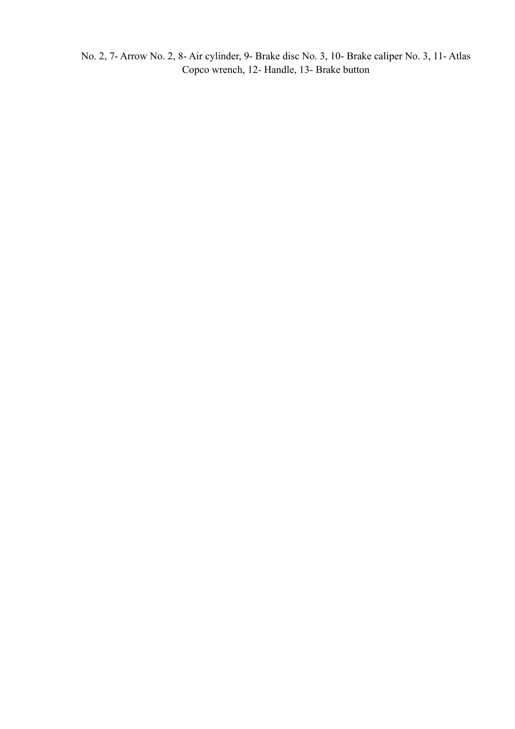No. 2, 7- Arrow No. 2, 8- Air cylinder, 9- Brake disc No. 3, 10- Brake caliper No. 3, 11- Atlas Copco wrench, 12- Handle, 13- Brake button